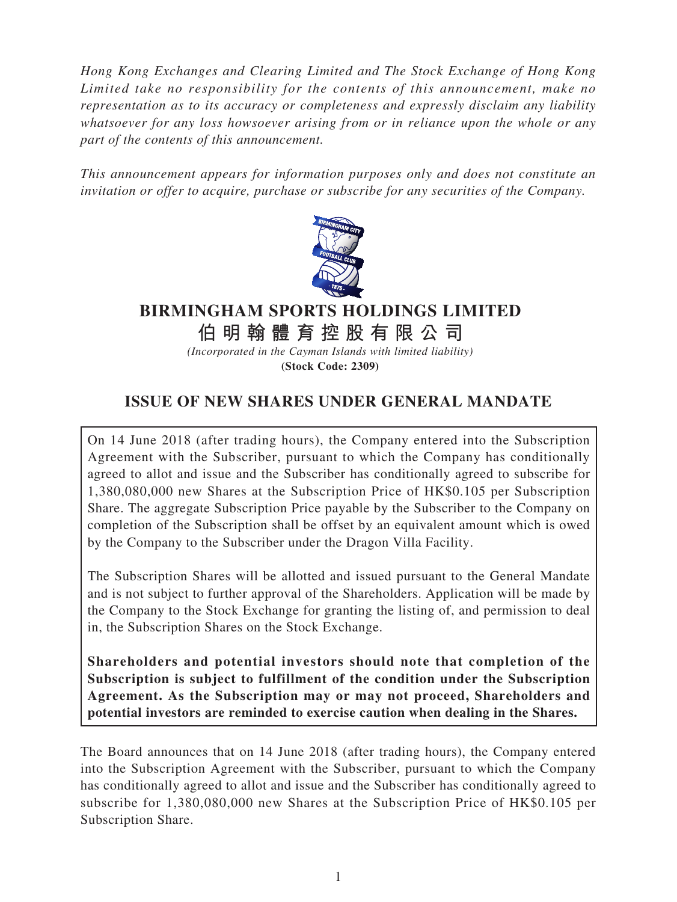*Hong Kong Exchanges and Clearing Limited and The Stock Exchange of Hong Kong Limited take no responsibility for the contents of this announcement, make no representation as to its accuracy or completeness and expressly disclaim any liability whatsoever for any loss howsoever arising from or in reliance upon the whole or any part of the contents of this announcement.*

*This announcement appears for information purposes only and does not constitute an invitation or offer to acquire, purchase or subscribe for any securities of the Company.*

# BIRMINGHAM SPORTS HOLDINGS LIMITED

# 伯明翰體育控股有限公司

*(Incorporated in the Cayman Islands with limited liability)*

**(Stock Code: 2309)**

## ISSUE OF NEW SHARES UNDER GENERAL MANDATE

On 14 June 2018 (after trading hours), the Company entered into the Subscription Agreement with the Subscriber, pursuant to which the Company has conditionally agreed to allot and issue and the Subscriber has conditionally agreed to subscribe for 1,380,080,000 new Shares at the Subscription Price of HK$0.105 per Subscription Share. The aggregate Subscription Price payable by the Subscriber to the Company on completion of the Subscription shall be offset by an equivalent amount which is owed by the Company to the Subscriber under the Dragon Villa Facility.

The Subscription Shares will be allotted and issued pursuant to the General Mandate and is not subject to further approval of the Shareholders. Application will be made by the Company to the Stock Exchange for granting the listing of, and permission to deal in, the Subscription Shares on the Stock Exchange.

**Shareholders and potential investors should note that completion of the Subscription is subject to fulfillment of the condition under the Subscription Agreement. As the Subscription may or may not proceed, Shareholders and potential investors are reminded to exercise caution when dealing in the Shares.**

The Board announces that on 14 June 2018 (after trading hours), the Company entered into the Subscription Agreement with the Subscriber, pursuant to which the Company has conditionally agreed to allot and issue and the Subscriber has conditionally agreed to subscribe for 1,380,080,000 new Shares at the Subscription Price of HK$0.105 per Subscription Share.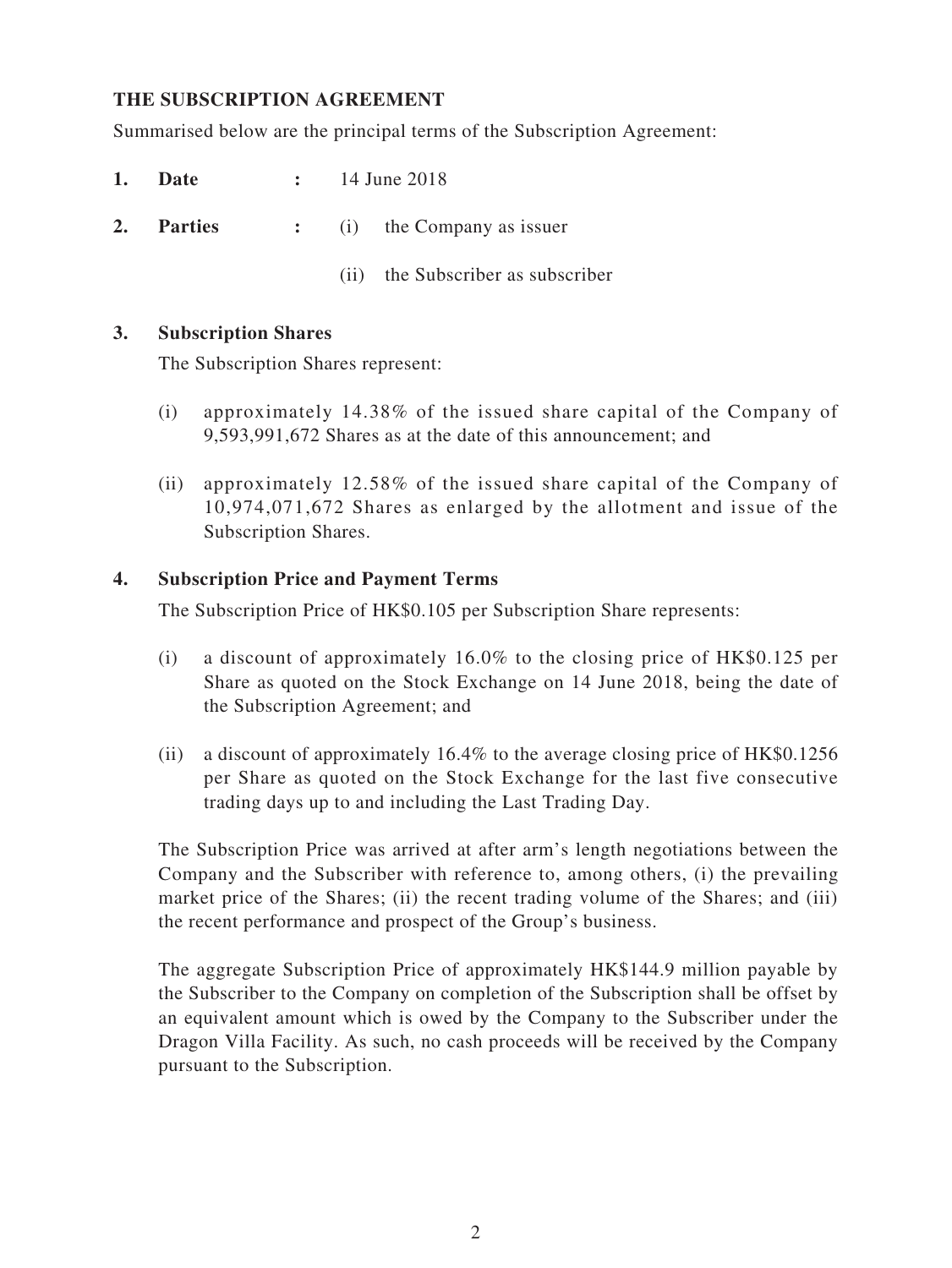## THE SUBSCRIPTION AGREEMENT

Summarised below are the principal terms of the Subscription Agreement:

**1. Date** : 14 June 2018

**2. Parties** : (i) the Company as issuer

(ii) the Subscriber as subscriber

**3. Subscription Shares**

The Subscription Shares represent:

(i) approximately 14.38% of the issued share capital of the Company of 9,593,991,672 Shares as at the date of this announcement; and

(ii) approximately 12.58% of the issued share capital of the Company of 10,974,071,672 Shares as enlarged by the allotment and issue of the Subscription Shares.

**4. Subscription Price and Payment Terms**

The Subscription Price of HK$0.105 per Subscription Share represents:

(i) a discount of approximately 16.0% to the closing price of HK$0.125 per Share as quoted on the Stock Exchange on 14 June 2018, being the date of the Subscription Agreement; and

(ii) a discount of approximately 16.4% to the average closing price of HK$0.1256 per Share as quoted on the Stock Exchange for the last five consecutive trading days up to and including the Last Trading Day.

The Subscription Price was arrived at after arm's length negotiations between the Company and the Subscriber with reference to, among others, (i) the prevailing market price of the Shares; (ii) the recent trading volume of the Shares; and (iii) the recent performance and prospect of the Group's business.

The aggregate Subscription Price of approximately HK$144.9 million payable by the Subscriber to the Company on completion of the Subscription shall be offset by an equivalent amount which is owed by the Company to the Subscriber under the Dragon Villa Facility. As such, no cash proceeds will be received by the Company pursuant to the Subscription.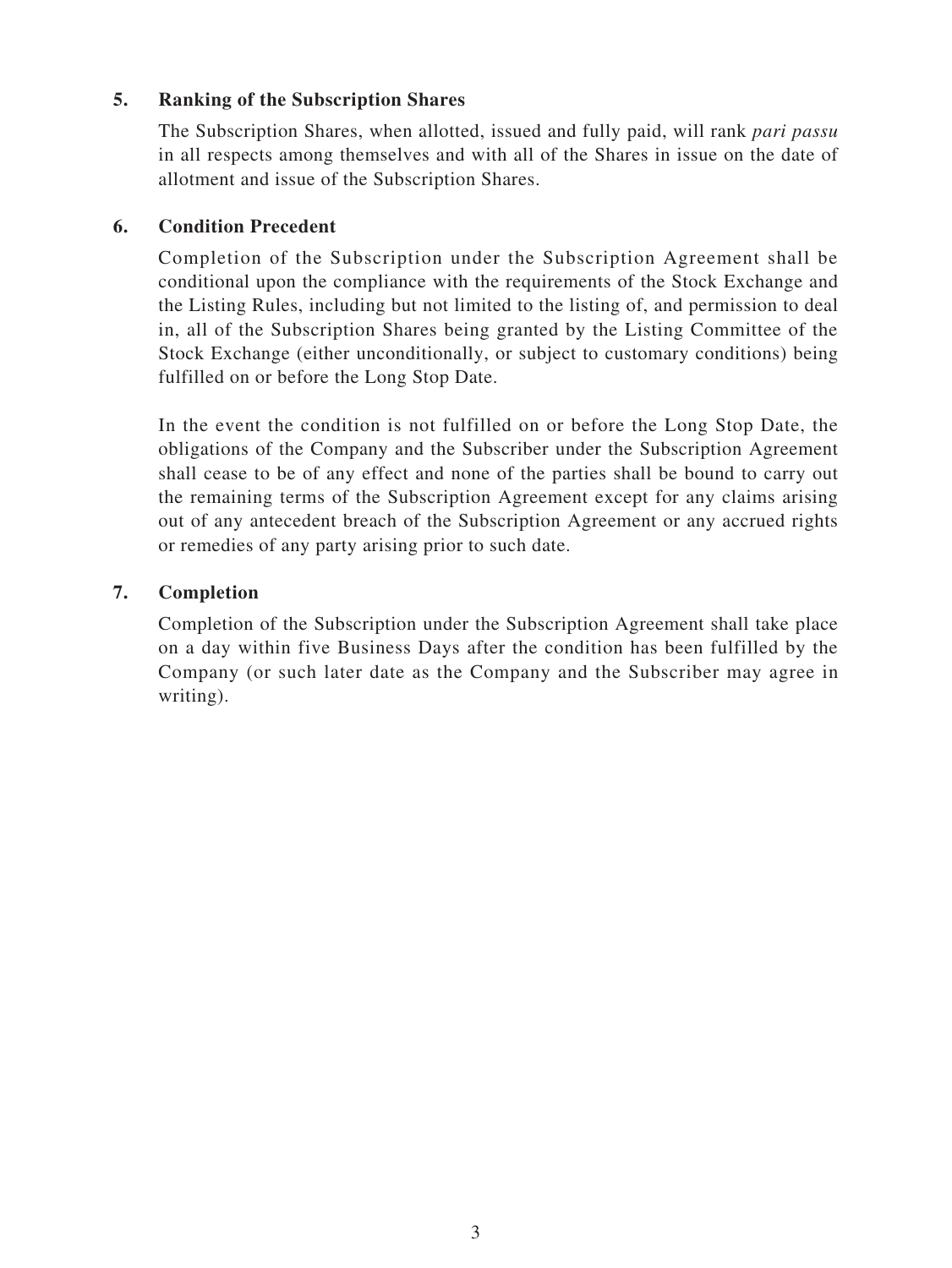**5. Ranking of the Subscription Shares**

The Subscription Shares, when allotted, issued and fully paid, will rank *pari passu* in all respects among themselves and with all of the Shares in issue on the date of allotment and issue of the Subscription Shares.

**6. Condition Precedent**

Completion of the Subscription under the Subscription Agreement shall be conditional upon the compliance with the requirements of the Stock Exchange and the Listing Rules, including but not limited to the listing of, and permission to deal in, all of the Subscription Shares being granted by the Listing Committee of the Stock Exchange (either unconditionally, or subject to customary conditions) being fulfilled on or before the Long Stop Date.

In the event the condition is not fulfilled on or before the Long Stop Date, the obligations of the Company and the Subscriber under the Subscription Agreement shall cease to be of any effect and none of the parties shall be bound to carry out the remaining terms of the Subscription Agreement except for any claims arising out of any antecedent breach of the Subscription Agreement or any accrued rights or remedies of any party arising prior to such date.

**7. Completion**

Completion of the Subscription under the Subscription Agreement shall take place on a day within five Business Days after the condition has been fulfilled by the Company (or such later date as the Company and the Subscriber may agree in writing).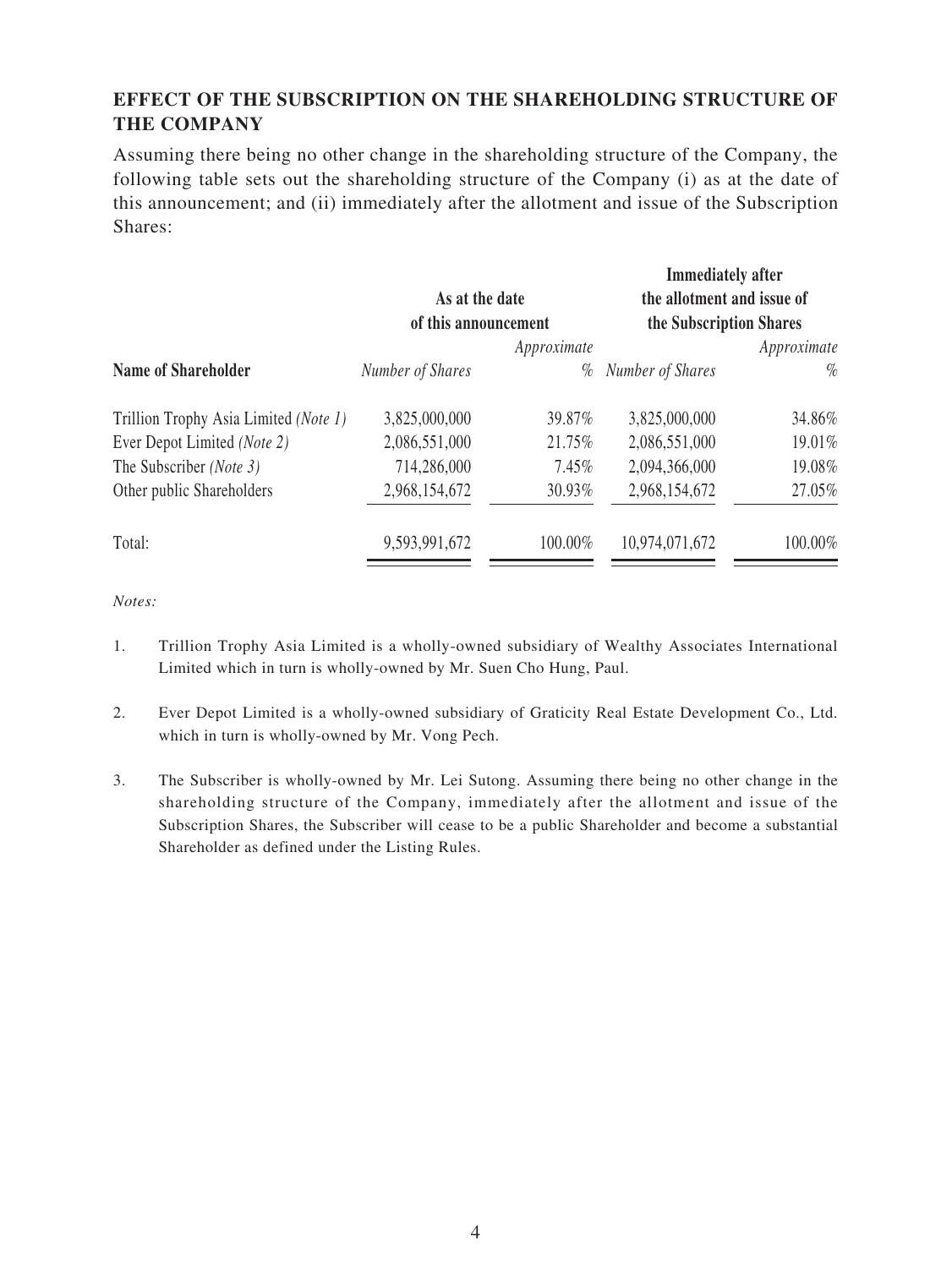## EFFECT OF THE SUBSCRIPTION ON THE SHAREHOLDING STRUCTURE OF THE COMPANY

Assuming there being no other change in the shareholding structure of the Company, the following table sets out the shareholding structure of the Company (i) as at the date of this announcement; and (ii) immediately after the allotment and issue of the Subscription Shares:

| | As at the date of this announcement | | Immediately after the allotment and issue of the Subscription Shares | |
|---|---|---|---|---|
| **Name of Shareholder** | *Number of Shares* | *Approximate %* | *Number of Shares* | *Approximate %* |
| Trillion Trophy Asia Limited *(Note 1)* | 3,825,000,000 | 39.87% | 3,825,000,000 | 34.86% |
| Ever Depot Limited *(Note 2)* | 2,086,551,000 | 21.75% | 2,086,551,000 | 19.01% |
| The Subscriber *(Note 3)* | 714,286,000 | 7.45% | 2,094,366,000 | 19.08% |
| Other public Shareholders | 2,968,154,672 | 30.93% | 2,968,154,672 | 27.05% |
| Total: | 9,593,991,672 | 100.00% | 10,974,071,672 | 100.00% |

*Notes:*

1. Trillion Trophy Asia Limited is a wholly-owned subsidiary of Wealthy Associates International Limited which in turn is wholly-owned by Mr. Suen Cho Hung, Paul.

2. Ever Depot Limited is a wholly-owned subsidiary of Graticity Real Estate Development Co., Ltd. which in turn is wholly-owned by Mr. Vong Pech.

3. The Subscriber is wholly-owned by Mr. Lei Sutong. Assuming there being no other change in the shareholding structure of the Company, immediately after the allotment and issue of the Subscription Shares, the Subscriber will cease to be a public Shareholder and become a substantial Shareholder as defined under the Listing Rules.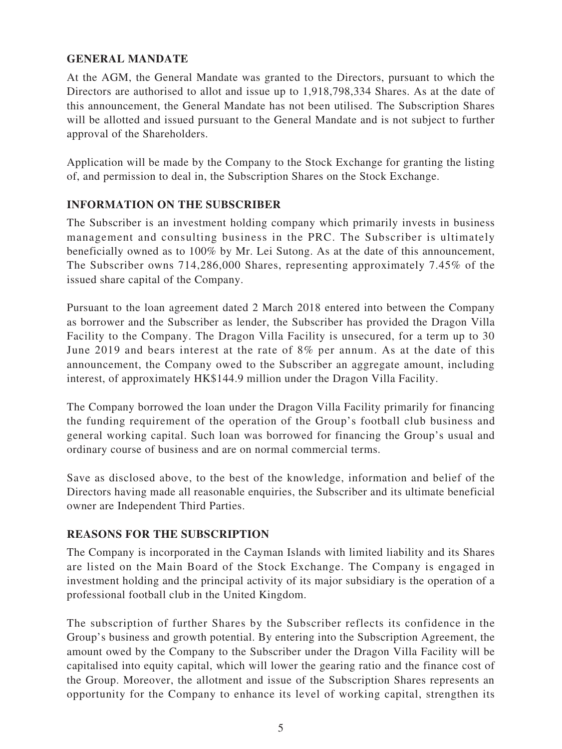## GENERAL MANDATE

At the AGM, the General Mandate was granted to the Directors, pursuant to which the Directors are authorised to allot and issue up to 1,918,798,334 Shares. As at the date of this announcement, the General Mandate has not been utilised. The Subscription Shares will be allotted and issued pursuant to the General Mandate and is not subject to further approval of the Shareholders.

Application will be made by the Company to the Stock Exchange for granting the listing of, and permission to deal in, the Subscription Shares on the Stock Exchange.

## INFORMATION ON THE SUBSCRIBER

The Subscriber is an investment holding company which primarily invests in business management and consulting business in the PRC. The Subscriber is ultimately beneficially owned as to 100% by Mr. Lei Sutong. As at the date of this announcement, The Subscriber owns 714,286,000 Shares, representing approximately 7.45% of the issued share capital of the Company.

Pursuant to the loan agreement dated 2 March 2018 entered into between the Company as borrower and the Subscriber as lender, the Subscriber has provided the Dragon Villa Facility to the Company. The Dragon Villa Facility is unsecured, for a term up to 30 June 2019 and bears interest at the rate of 8% per annum. As at the date of this announcement, the Company owed to the Subscriber an aggregate amount, including interest, of approximately HK$144.9 million under the Dragon Villa Facility.

The Company borrowed the loan under the Dragon Villa Facility primarily for financing the funding requirement of the operation of the Group's football club business and general working capital. Such loan was borrowed for financing the Group's usual and ordinary course of business and are on normal commercial terms.

Save as disclosed above, to the best of the knowledge, information and belief of the Directors having made all reasonable enquiries, the Subscriber and its ultimate beneficial owner are Independent Third Parties.

## REASONS FOR THE SUBSCRIPTION

The Company is incorporated in the Cayman Islands with limited liability and its Shares are listed on the Main Board of the Stock Exchange. The Company is engaged in investment holding and the principal activity of its major subsidiary is the operation of a professional football club in the United Kingdom.

The subscription of further Shares by the Subscriber reflects its confidence in the Group's business and growth potential. By entering into the Subscription Agreement, the amount owed by the Company to the Subscriber under the Dragon Villa Facility will be capitalised into equity capital, which will lower the gearing ratio and the finance cost of the Group. Moreover, the allotment and issue of the Subscription Shares represents an opportunity for the Company to enhance its level of working capital, strengthen its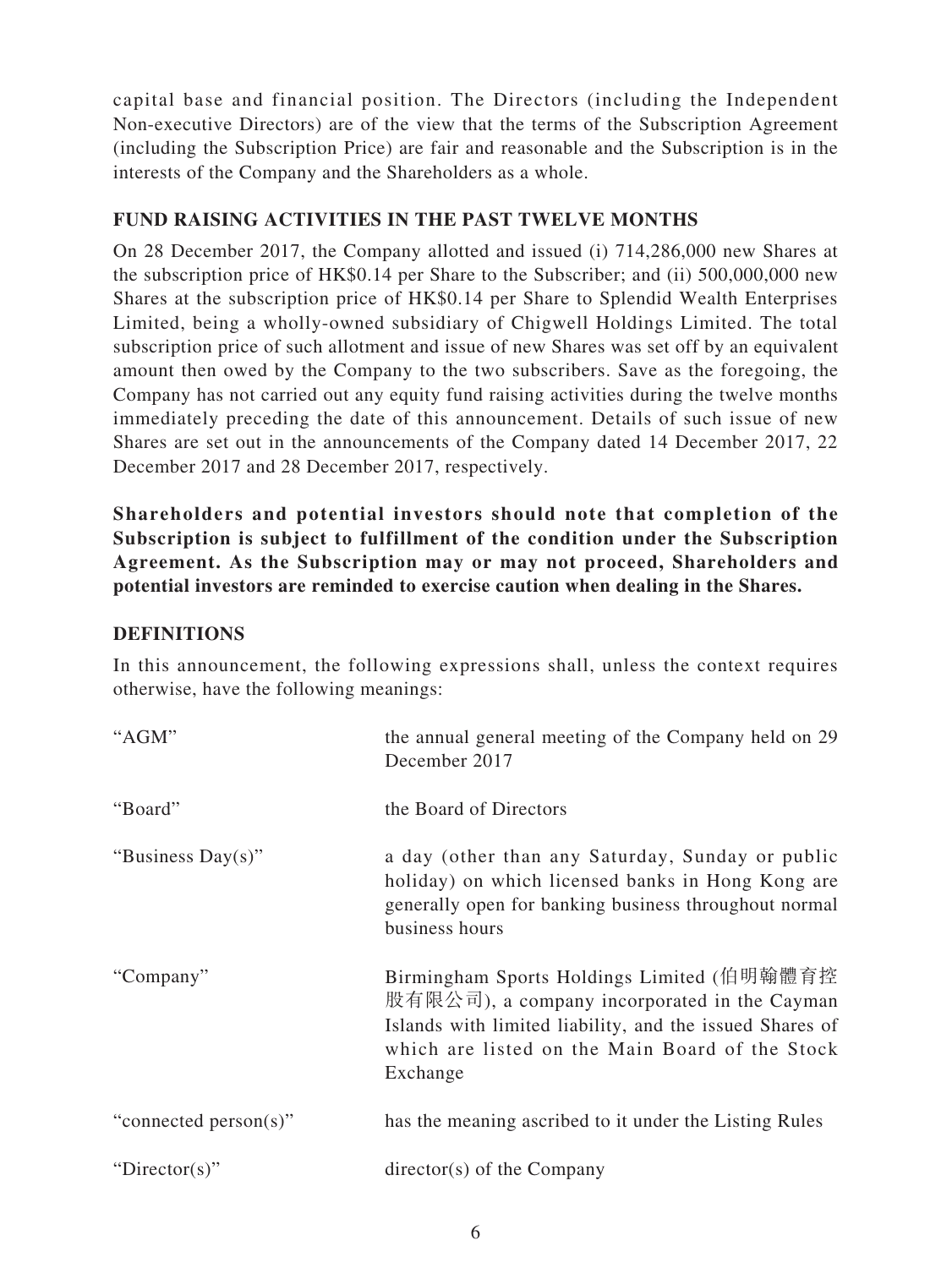capital base and financial position. The Directors (including the Independent Non-executive Directors) are of the view that the terms of the Subscription Agreement (including the Subscription Price) are fair and reasonable and the Subscription is in the interests of the Company and the Shareholders as a whole.

## FUND RAISING ACTIVITIES IN THE PAST TWELVE MONTHS

On 28 December 2017, the Company allotted and issued (i) 714,286,000 new Shares at the subscription price of HK$0.14 per Share to the Subscriber; and (ii) 500,000,000 new Shares at the subscription price of HK$0.14 per Share to Splendid Wealth Enterprises Limited, being a wholly-owned subsidiary of Chigwell Holdings Limited. The total subscription price of such allotment and issue of new Shares was set off by an equivalent amount then owed by the Company to the two subscribers. Save as the foregoing, the Company has not carried out any equity fund raising activities during the twelve months immediately preceding the date of this announcement. Details of such issue of new Shares are set out in the announcements of the Company dated 14 December 2017, 22 December 2017 and 28 December 2017, respectively.

**Shareholders and potential investors should note that completion of the Subscription is subject to fulfillment of the condition under the Subscription Agreement. As the Subscription may or may not proceed, Shareholders and potential investors are reminded to exercise caution when dealing in the Shares.**

## DEFINITIONS

In this announcement, the following expressions shall, unless the context requires otherwise, have the following meanings:

| | |
|---|---|
| "AGM" | the annual general meeting of the Company held on 29 December 2017 |
| "Board" | the Board of Directors |
| "Business Day(s)" | a day (other than any Saturday, Sunday or public holiday) on which licensed banks in Hong Kong are generally open for banking business throughout normal business hours |
| "Company" | Birmingham Sports Holdings Limited (伯明翰體育控股有限公司), a company incorporated in the Cayman Islands with limited liability, and the issued Shares of which are listed on the Main Board of the Stock Exchange |
| "connected person(s)" | has the meaning ascribed to it under the Listing Rules |
| "Director(s)" | director(s) of the Company |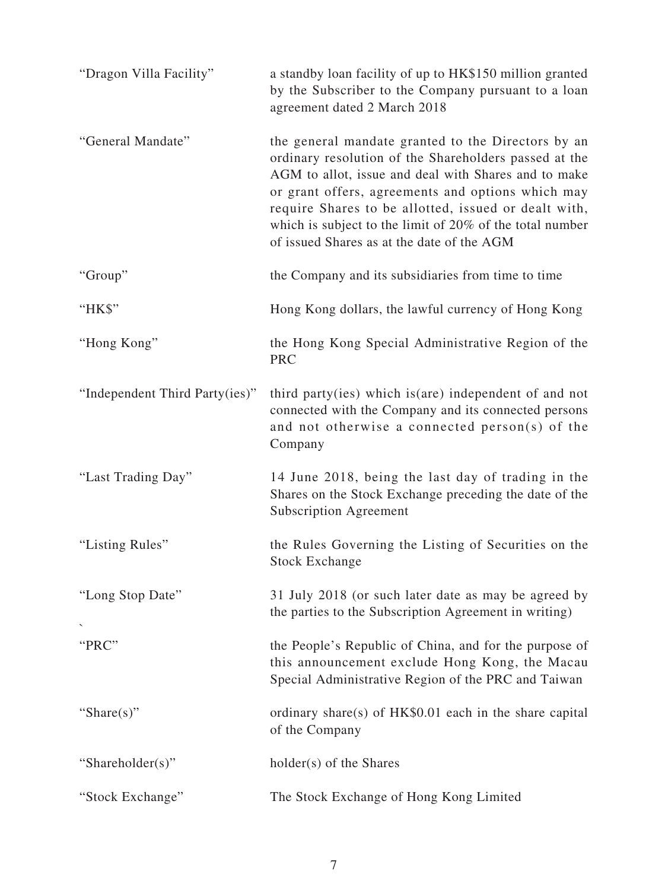| | |
|---|---|
| "Dragon Villa Facility" | a standby loan facility of up to HK$150 million granted by the Subscriber to the Company pursuant to a loan agreement dated 2 March 2018 |
| "General Mandate" | the general mandate granted to the Directors by an ordinary resolution of the Shareholders passed at the AGM to allot, issue and deal with Shares and to make or grant offers, agreements and options which may require Shares to be allotted, issued or dealt with, which is subject to the limit of 20% of the total number of issued Shares as at the date of the AGM |
| "Group" | the Company and its subsidiaries from time to time |
| "HK$" | Hong Kong dollars, the lawful currency of Hong Kong |
| "Hong Kong" | the Hong Kong Special Administrative Region of the PRC |
| "Independent Third Party(ies)" | third party(ies) which is(are) independent of and not connected with the Company and its connected persons and not otherwise a connected person(s) of the Company |
| "Last Trading Day" | 14 June 2018, being the last day of trading in the Shares on the Stock Exchange preceding the date of the Subscription Agreement |
| "Listing Rules" | the Rules Governing the Listing of Securities on the Stock Exchange |
| "Long Stop Date" | 31 July 2018 (or such later date as may be agreed by the parties to the Subscription Agreement in writing) |
| "PRC" | the People's Republic of China, and for the purpose of this announcement exclude Hong Kong, the Macau Special Administrative Region of the PRC and Taiwan |
| "Share(s)" | ordinary share(s) of HK$0.01 each in the share capital of the Company |
| "Shareholder(s)" | holder(s) of the Shares |
| "Stock Exchange" | The Stock Exchange of Hong Kong Limited |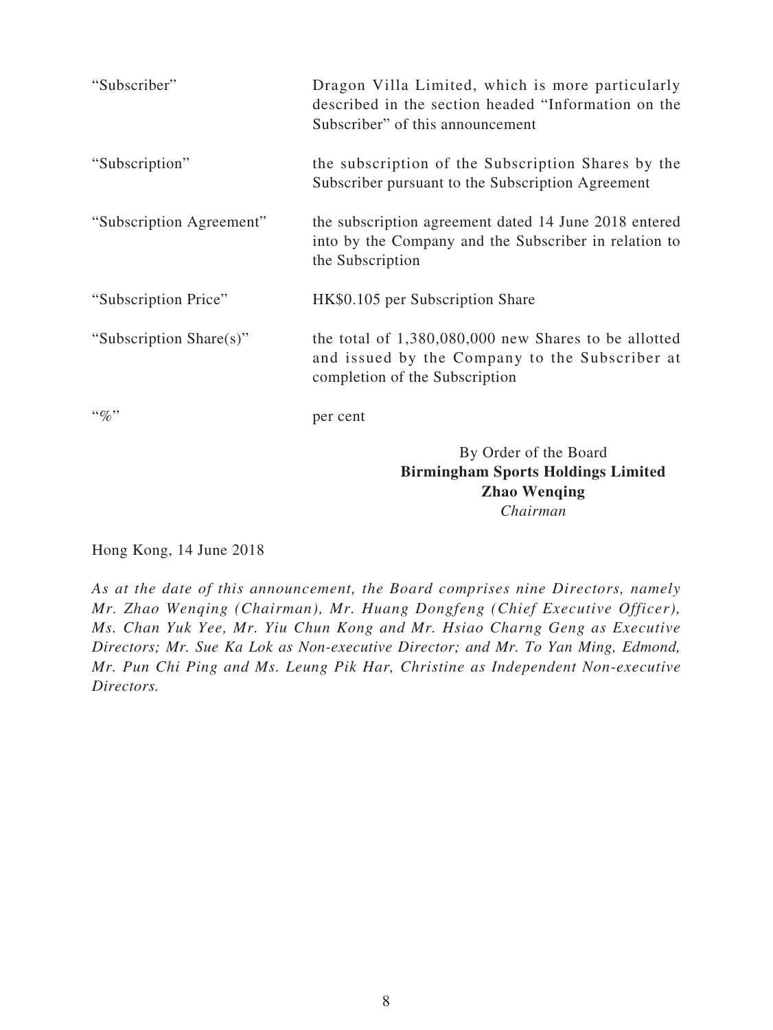| | |
|---|---|
| "Subscriber" | Dragon Villa Limited, which is more particularly described in the section headed "Information on the Subscriber" of this announcement |
| "Subscription" | the subscription of the Subscription Shares by the Subscriber pursuant to the Subscription Agreement |
| "Subscription Agreement" | the subscription agreement dated 14 June 2018 entered into by the Company and the Subscriber in relation to the Subscription |
| "Subscription Price" | HK$0.105 per Subscription Share |
| "Subscription Share(s)" | the total of 1,380,080,000 new Shares to be allotted and issued by the Company to the Subscriber at completion of the Subscription |
| "%" | per cent |

By Order of the Board
**Birmingham Sports Holdings Limited**
**Zhao Wenqing**
*Chairman*

Hong Kong, 14 June 2018

*As at the date of this announcement, the Board comprises nine Directors, namely Mr. Zhao Wenqing (Chairman), Mr. Huang Dongfeng (Chief Executive Officer), Ms. Chan Yuk Yee, Mr. Yiu Chun Kong and Mr. Hsiao Charng Geng as Executive Directors; Mr. Sue Ka Lok as Non-executive Director; and Mr. To Yan Ming, Edmond, Mr. Pun Chi Ping and Ms. Leung Pik Har, Christine as Independent Non-executive Directors.*